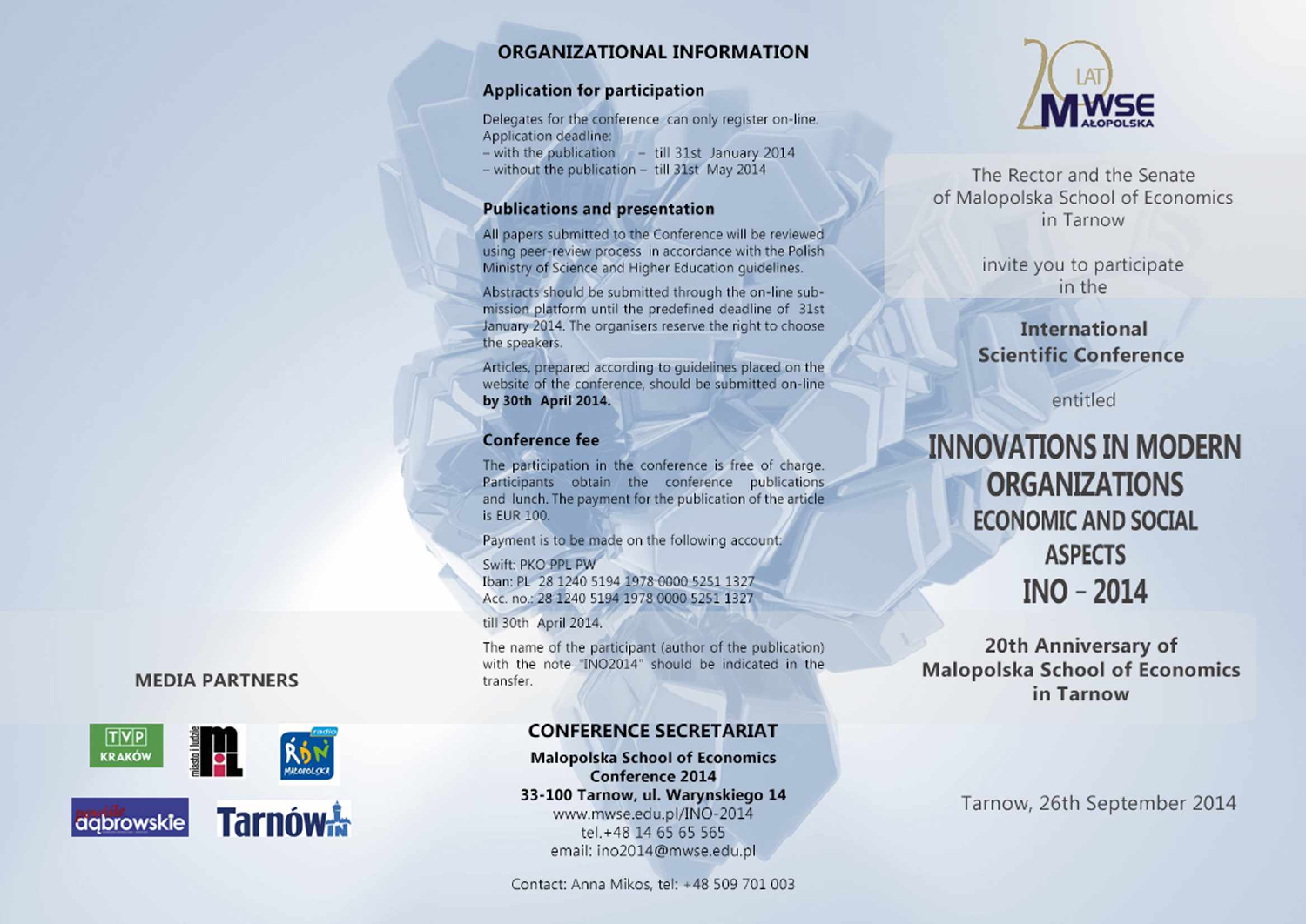## MEDIA PARTNERS

TVP KRAKÓW

Tarnów IN

# ORGANIZATIONAL INFORMATION

## Application for participation

Delegates for the conference can only register on-line.
Application deadline:
– with the publication – till 31st January 2014
– without the publication – till 31st May 2014

## Publications and presentation

All papers submitted to the Conference will be reviewed using peer-review process in accordance with the Polish Ministry of Science and Higher Education guidelines.

Abstracts should be submitted through the on-line submission platform until the predefined deadline of 31st January 2014. The organisers reserve the right to choose the speakers.

Articles, prepared according to guidelines placed on the website of the conference, should be submitted on-line **by 30th April 2014.**

## Conference fee

The participation in the conference is free of charge. Participants obtain the conference publications and lunch. The payment for the publication of the article is EUR 100.

Payment is to be made on the following account:

Swift: PKO PPL PW
Iban: PL 28 1240 5194 1978 0000 5251 1327
Acc. no.: 28 1240 5194 1978 0000 5251 1327

till 30th April 2014.

The name of the participant (author of the publication) with the note "INO2014" should be indicated in the transfer.

## CONFERENCE SECRETARIAT

**Malopolska School of Economics**
**Conference 2014**
**33-100 Tarnow, ul. Warynskiego 14**
www.mwse.edu.pl/INO-2014
tel.+48 14 65 65 565
email: ino2014@mwse.edu.pl

Contact: Anna Mikos, tel: +48 509 701 003

20 LAT MWSE MAŁOPOLSKA

The Rector and the Senate
of Malopolska School of Economics
in Tarnow

invite you to participate
in the

**International Scientific Conference**

entitled

# INNOVATIONS IN MODERN ORGANIZATIONS
## ECONOMIC AND SOCIAL ASPECTS
## INO – 2014

**20th Anniversary of Malopolska School of Economics in Tarnow**

Tarnow, 26th September 2014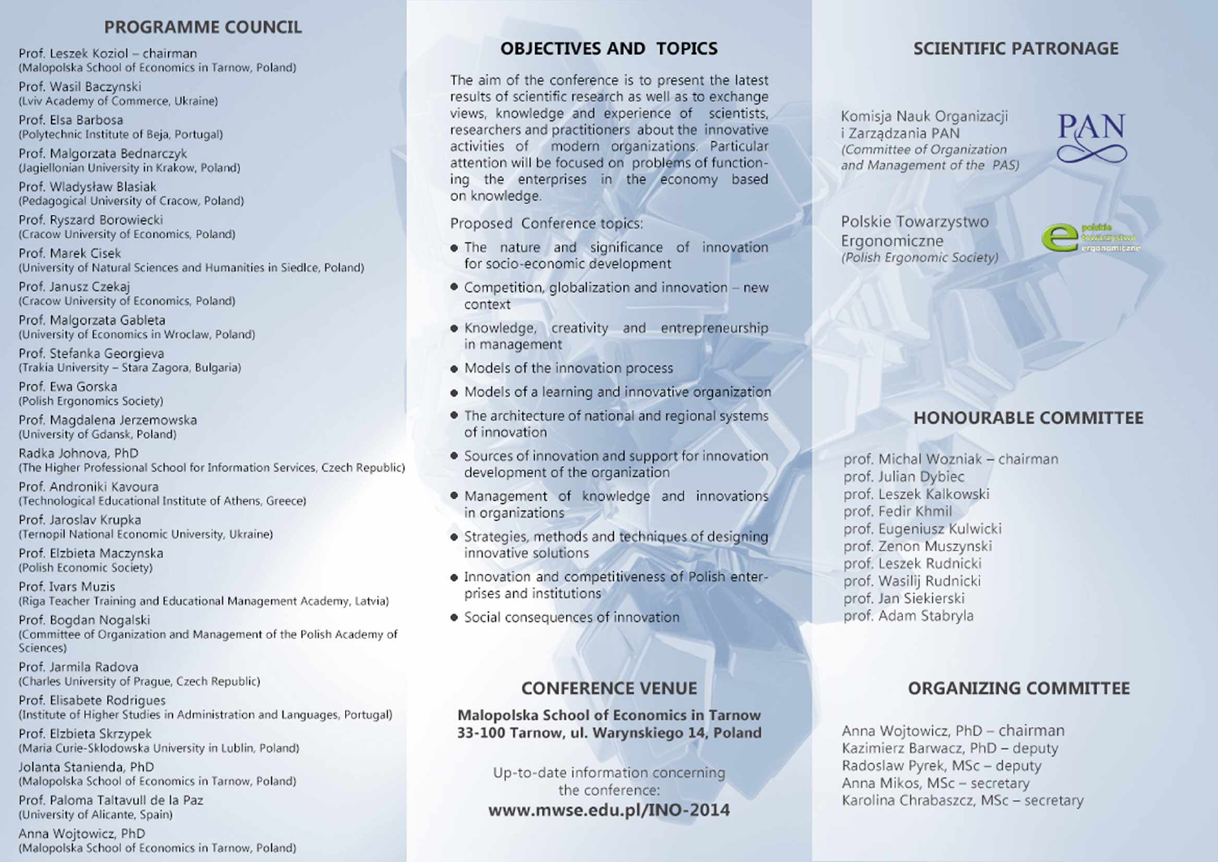## PROGRAMME COUNCIL

Prof. Leszek Koziol – chairman
(Malopolska School of Economics in Tarnow, Poland)

Prof. Wasil Baczynski
(Lviv Academy of Commerce, Ukraine)

Prof. Elsa Barbosa
(Polytechnic Institute of Beja, Portugal)

Prof. Malgorzata Bednarczyk
(Jagiellonian University in Krakow, Poland)

Prof. Wladysław Blasiak
(Pedagogical University of Cracow, Poland)

Prof. Ryszard Borowiecki
(Cracow University of Economics, Poland)

Prof. Marek Cisek
(University of Natural Sciences and Humanities in Siedlce, Poland)

Prof. Janusz Czekaj
(Cracow University of Economics, Poland)

Prof. Malgorzata Gableta
(University of Economics in Wroclaw, Poland)

Prof. Stefanka Georgieva
(Trakia University – Stara Zagora, Bulgaria)

Prof. Ewa Gorska
(Polish Ergonomics Society)

Prof. Magdalena Jerzemowska
(University of Gdansk, Poland)

Radka Johnova, PhD
(The Higher Professional School for Information Services, Czech Republic)

Prof. Androniki Kavoura
(Technological Educational Institute of Athens, Greece)

Prof. Jaroslav Krupka
(Ternopil National Economic University, Ukraine)

Prof. Elzbieta Maczynska
(Polish Economic Society)

Prof. Ivars Muzis
(Riga Teacher Training and Educational Management Academy, Latvia)

Prof. Bogdan Nogalski
(Committee of Organization and Management of the Polish Academy of Sciences)

Prof. Jarmila Radova
(Charles University of Prague, Czech Republic)

Prof. Elisabete Rodrigues
(Institute of Higher Studies in Administration and Languages, Portugal)

Prof. Elzbieta Skrzypek
(Maria Curie-Sklodowska University in Lublin, Poland)

Jolanta Stanienda, PhD
(Malopolska School of Economics in Tarnow, Poland)

Prof. Paloma Taltavull de la Paz
(University of Alicante, Spain)

Anna Wojtowicz, PhD
(Malopolska School of Economics in Tarnow, Poland)

## OBJECTIVES AND TOPICS

The aim of the conference is to present the latest results of scientific research as well as to exchange views, knowledge and experience of scientists, researchers and practitioners about the innovative activities of modern organizations. Particular attention will be focused on problems of functioning the enterprises in the economy based on knowledge.

Proposed Conference topics:

- The nature and significance of innovation for socio-economic development
- Competition, globalization and innovation – new context
- Knowledge, creativity and entrepreneurship in management
- Models of the innovation process
- Models of a learning and innovative organization
- The architecture of national and regional systems of innovation
- Sources of innovation and support for innovation development of the organization
- Management of knowledge and innovations in organizations
- Strategies, methods and techniques of designing innovative solutions
- Innovation and competitiveness of Polish enterprises and institutions
- Social consequences of innovation

## CONFERENCE VENUE

**Malopolska School of Economics in Tarnow**
**33-100 Tarnow, ul. Warynskiego 14, Poland**

Up-to-date information concerning the conference:
**www.mwse.edu.pl/INO-2014**

## SCIENTIFIC PATRONAGE

Komisja Nauk Organizacji i Zarządzania PAN
*(Committee of Organization and Management of the PAS)*

Polskie Towarzystwo Ergonomiczne
*(Polish Ergonomic Society)*

## HONOURABLE COMMITTEE

prof. Michal Wozniak – chairman
prof. Julian Dybiec
prof. Leszek Kalkowski
prof. Fedir Khmil
prof. Eugeniusz Kulwicki
prof. Zenon Muszynski
prof. Leszek Rudnicki
prof. Wasilij Rudnicki
prof. Jan Siekierski
prof. Adam Stabryla

## ORGANIZING COMMITTEE

Anna Wojtowicz, PhD – chairman
Kazimierz Barwacz, PhD – deputy
Radoslaw Pyrek, MSc – deputy
Anna Mikos, MSc – secretary
Karolina Chrabaszcz, MSc – secretary